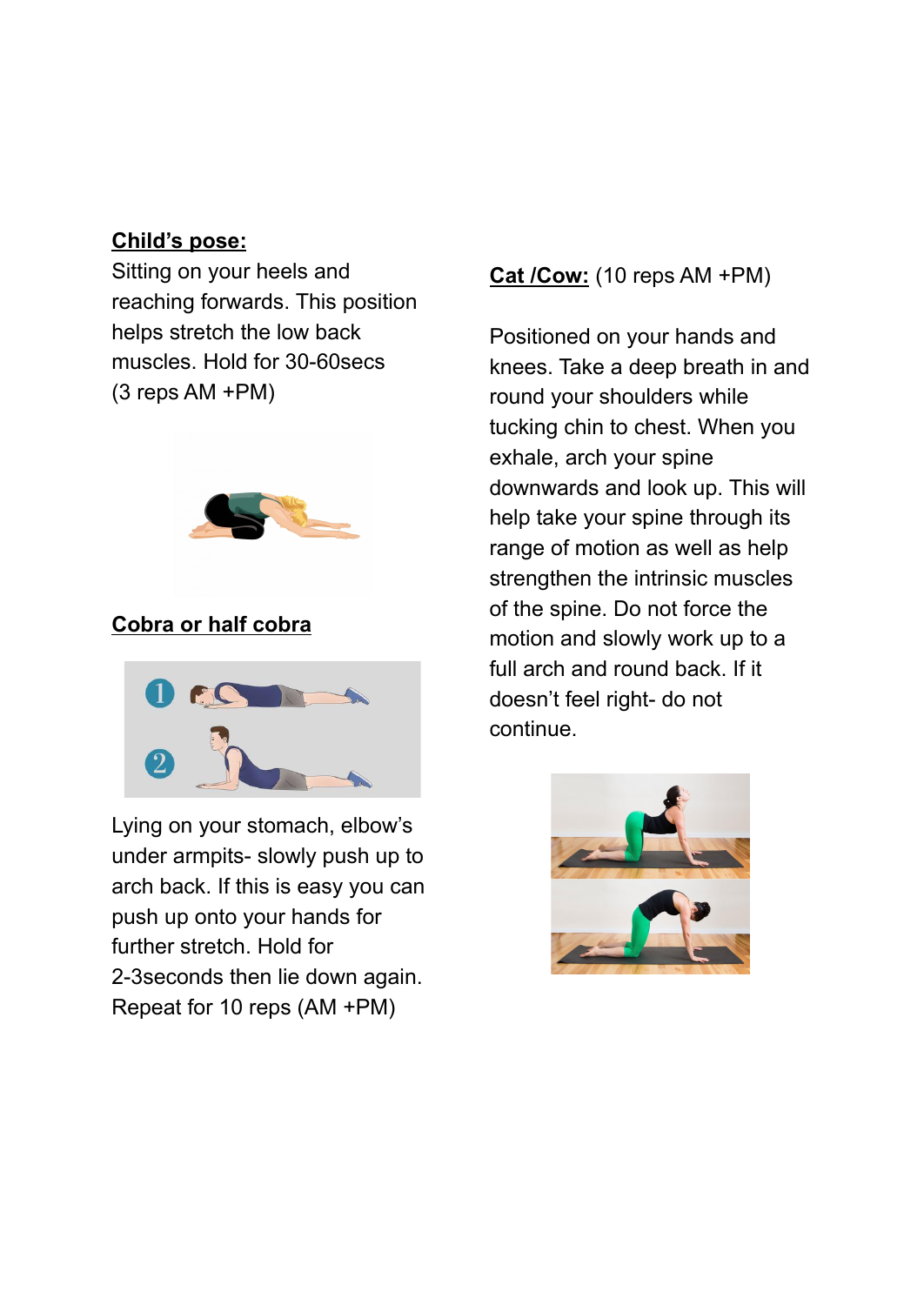**Child's pose:**

Sitting on your heels and reaching forwards. This position helps stretch the low back muscles. Hold for 30-60secs (3 reps AM +PM)

**Cobra or half cobra**

Lying on your stomach, elbow's under armpits- slowly push up to arch back. If this is easy you can push up onto your hands for further stretch. Hold for 2-3seconds then lie down again. Repeat for 10 reps (AM +PM)

**Cat /Cow:** (10 reps AM +PM)

Positioned on your hands and knees. Take a deep breath in and round your shoulders while tucking chin to chest. When you exhale, arch your spine downwards and look up. This will help take your spine through its range of motion as well as help strengthen the intrinsic muscles of the spine. Do not force the motion and slowly work up to a full arch and round back. If it doesn't feel right- do not continue.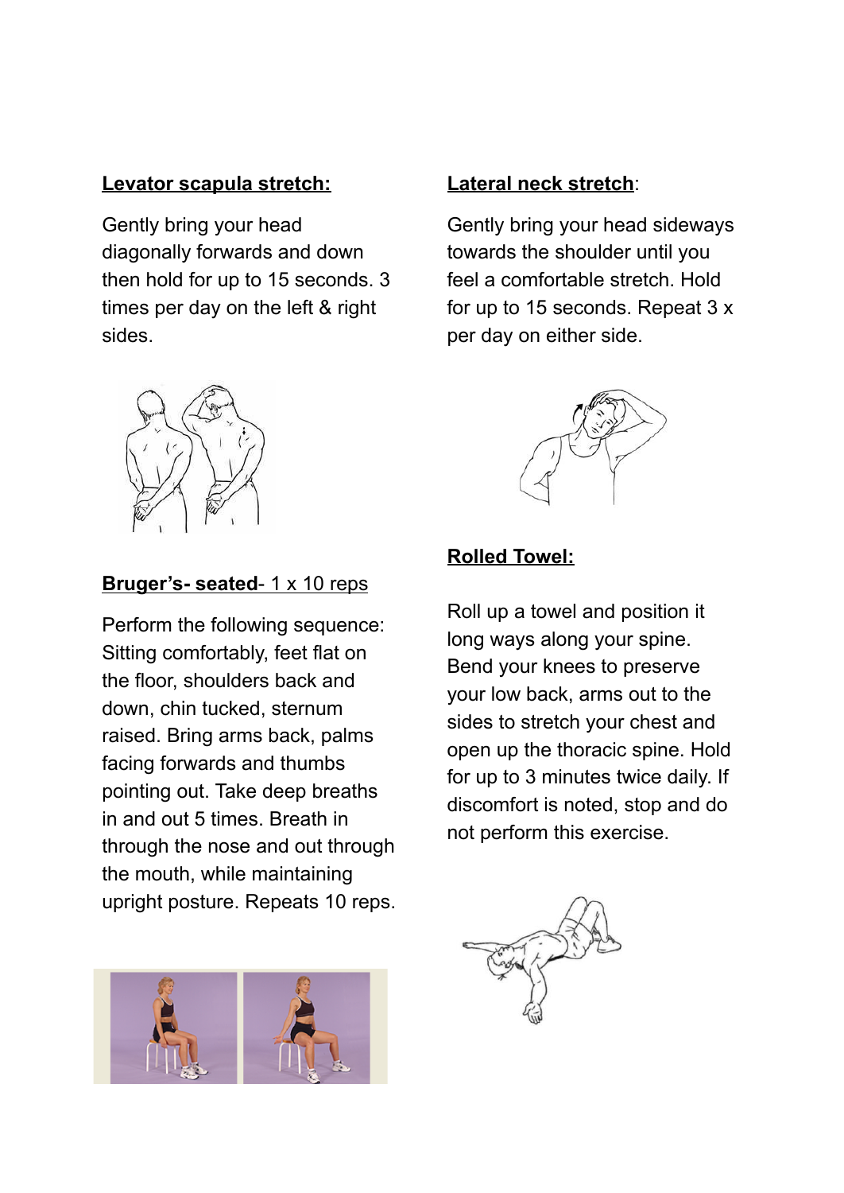**Levator scapula stretch:**

Gently bring your head diagonally forwards and down then hold for up to 15 seconds. 3 times per day on the left & right sides.

**Bruger's- seated**- 1 x 10 reps

Perform the following sequence: Sitting comfortably, feet flat on the floor, shoulders back and down, chin tucked, sternum raised. Bring arms back, palms facing forwards and thumbs pointing out. Take deep breaths in and out 5 times. Breath in through the nose and out through the mouth, while maintaining upright posture. Repeats 10 reps.

**Lateral neck stretch**:

Gently bring your head sideways towards the shoulder until you feel a comfortable stretch. Hold for up to 15 seconds. Repeat 3 x per day on either side.

**Rolled Towel:**

Roll up a towel and position it long ways along your spine. Bend your knees to preserve your low back, arms out to the sides to stretch your chest and open up the thoracic spine. Hold for up to 3 minutes twice daily. If discomfort is noted, stop and do not perform this exercise.